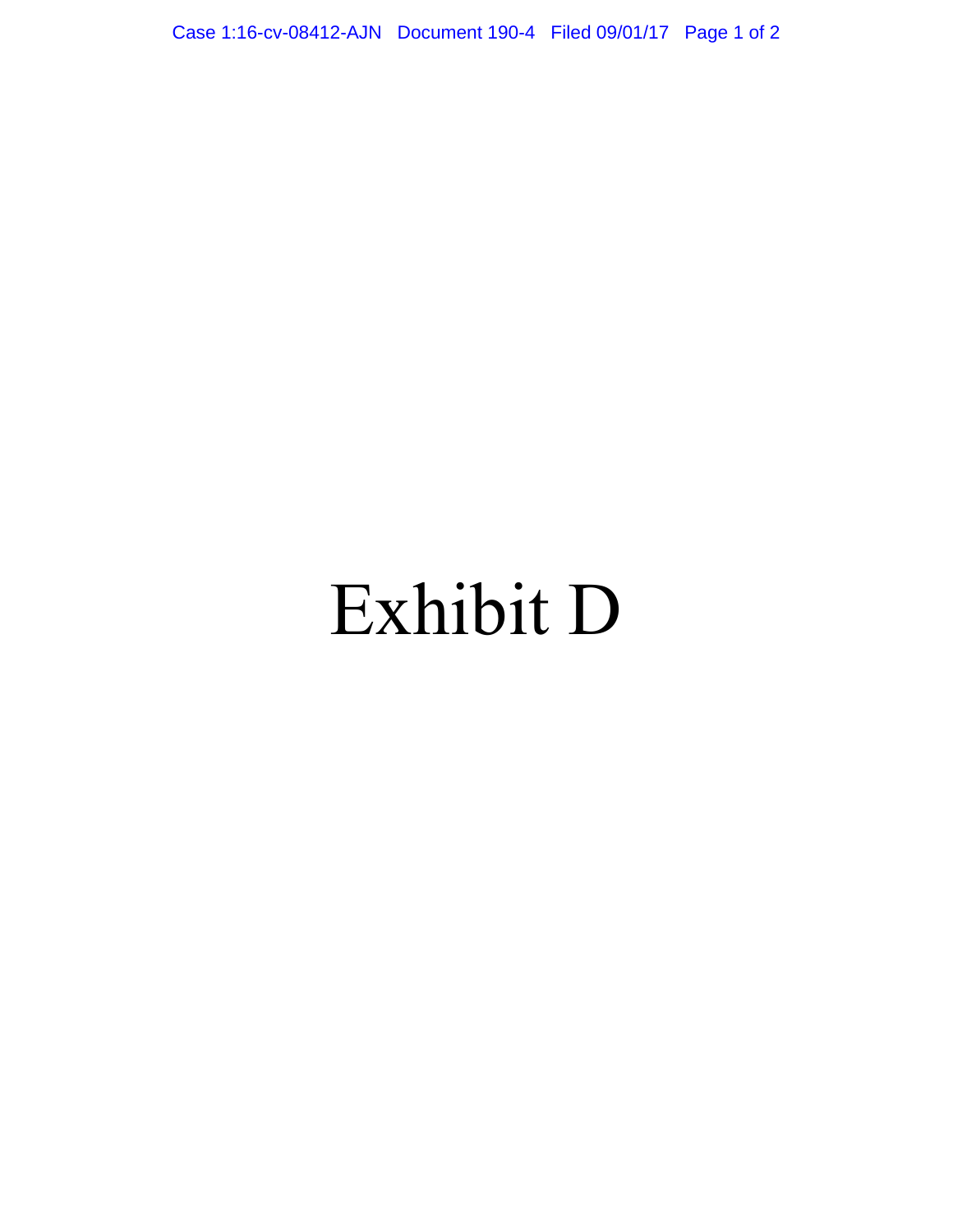# Exhibit D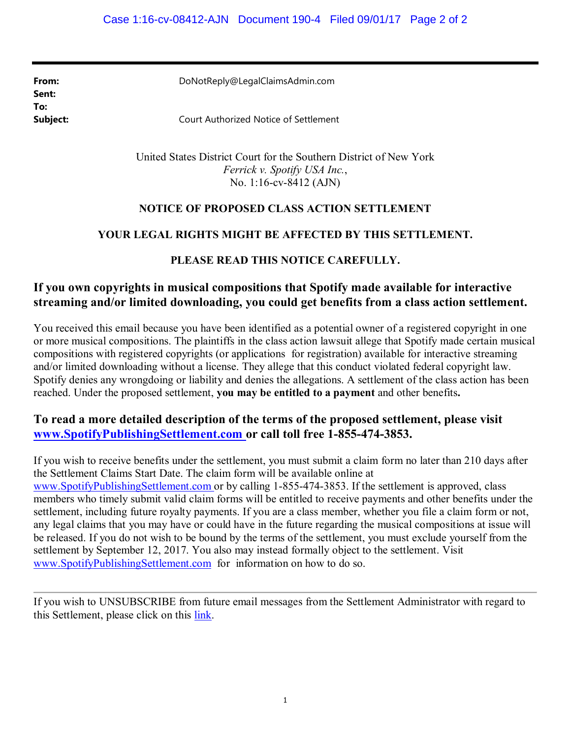**From:** DoNotReply@LegalClaimsAdmin.com
**Sent:**
**To:**
**Subject:** Court Authorized Notice of Settlement

United States District Court for the Southern District of New York
*Ferrick v. Spotify USA Inc.*,
No. 1:16-cv-8412 (AJN)

**NOTICE OF PROPOSED CLASS ACTION SETTLEMENT**

**YOUR LEGAL RIGHTS MIGHT BE AFFECTED BY THIS SETTLEMENT.**

**PLEASE READ THIS NOTICE CAREFULLY.**

## If you own copyrights in musical compositions that Spotify made available for interactive streaming and/or limited downloading, you could get benefits from a class action settlement.

You received this email because you have been identified as a potential owner of a registered copyright in one or more musical compositions. The plaintiffs in the class action lawsuit allege that Spotify made certain musical compositions with registered copyrights (or applications for registration) available for interactive streaming and/or limited downloading without a license. They allege that this conduct violated federal copyright law. Spotify denies any wrongdoing or liability and denies the allegations. A settlement of the class action has been reached. Under the proposed settlement, **you may be entitled to a payment** and other benefits**.**

## To read a more detailed description of the terms of the proposed settlement, please visit www.SpotifyPublishingSettlement.com or call toll free 1-855-474-3853.

If you wish to receive benefits under the settlement, you must submit a claim form no later than 210 days after the Settlement Claims Start Date. The claim form will be available online at www.SpotifyPublishingSettlement.com or by calling 1-855-474-3853. If the settlement is approved, class members who timely submit valid claim forms will be entitled to receive payments and other benefits under the settlement, including future royalty payments. If you are a class member, whether you file a claim form or not, any legal claims that you may have or could have in the future regarding the musical compositions at issue will be released. If you do not wish to be bound by the terms of the settlement, you must exclude yourself from the settlement by September 12, 2017. You also may instead formally object to the settlement. Visit www.SpotifyPublishingSettlement.com for information on how to do so.

---

If you wish to UNSUBSCRIBE from future email messages from the Settlement Administrator with regard to this Settlement, please click on this link.